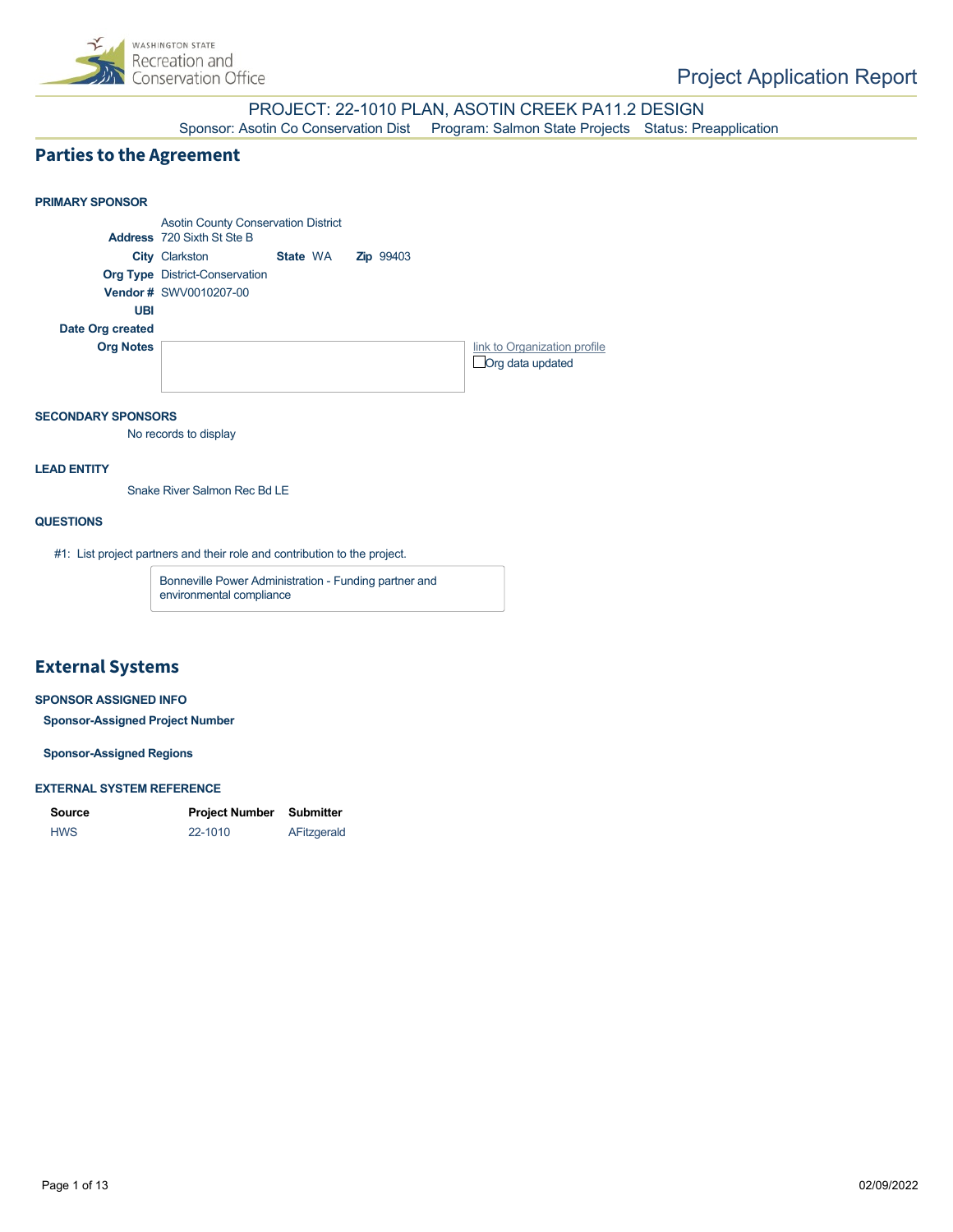# Project Application Report

## PROJECT: 22-1010 PLAN, ASOTIN CREEK PA11.2 DESIGN

Sponsor: Asotin Co Conservation Dist Program: Salmon State Projects Status: Preapplication

## Parties to the Agreement

### PRIMARY SPONSOR

Asotin County Conservation District

**Address** 720 Sixth St Ste B

**City** Clarkston **State** WA **Zip** 99403

**Org Type** District-Conservation

**Vendor #** SWV0010207-00

**UBI**

**Date Org created**

**Org Notes**

link to Organization profile

☐ Org data updated

### SECONDARY SPONSORS

No records to display

### LEAD ENTITY

Snake River Salmon Rec Bd LE

### QUESTIONS

#1: List project partners and their role and contribution to the project.

Bonneville Power Administration - Funding partner and environmental compliance

## External Systems

### SPONSOR ASSIGNED INFO

**Sponsor-Assigned Project Number**

**Sponsor-Assigned Regions**

### EXTERNAL SYSTEM REFERENCE

| Source | Project Number | Submitter |
|---|---|---|
| HWS | 22-1010 | AFitzgerald |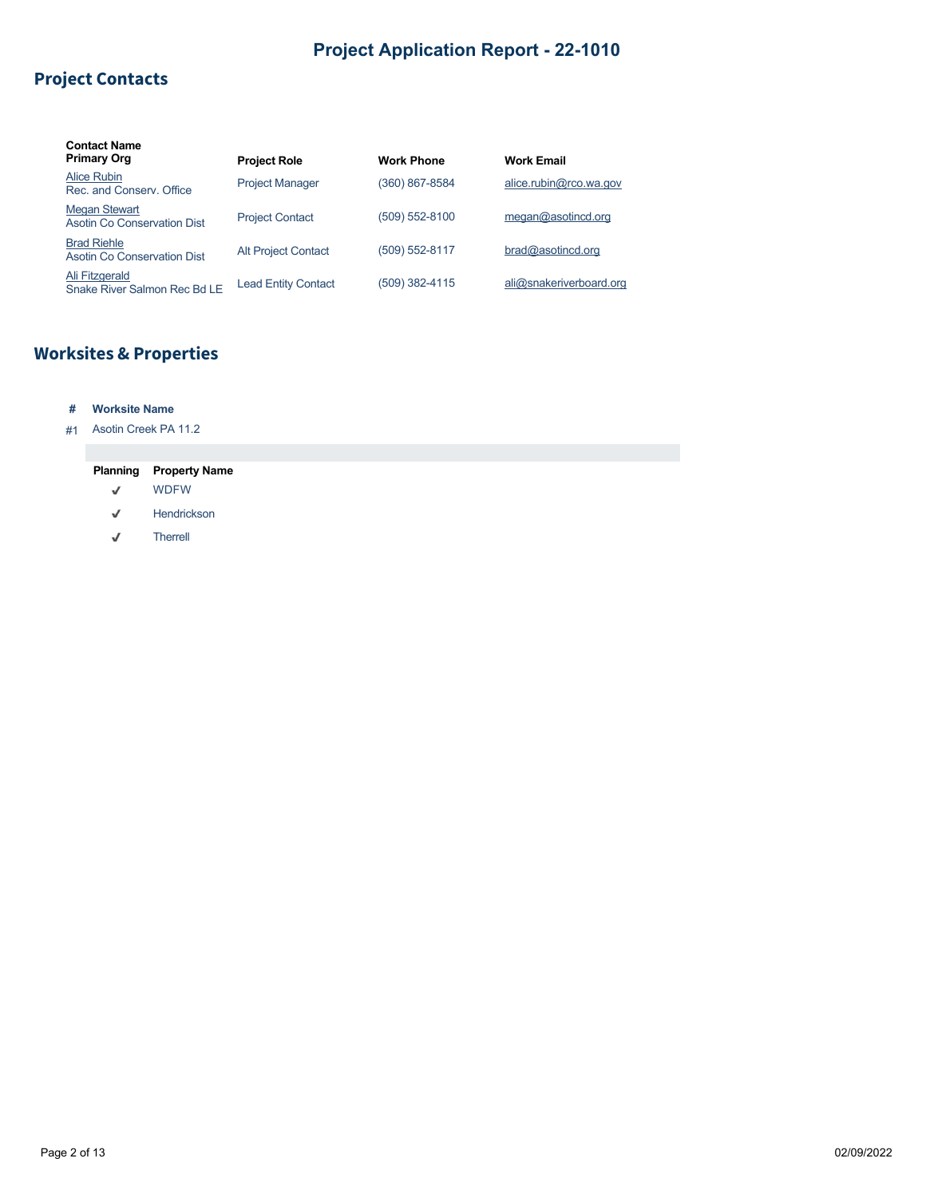# Project Application Report - 22-1010

## Project Contacts

| Contact Name<br>Primary Org | Project Role | Work Phone | Work Email |
|---|---|---|---|
| Alice Rubin<br>Rec. and Conserv. Office | Project Manager | (360) 867-8584 | alice.rubin@rco.wa.gov |
| Megan Stewart<br>Asotin Co Conservation Dist | Project Contact | (509) 552-8100 | megan@asotincd.org |
| Brad Riehle<br>Asotin Co Conservation Dist | Alt Project Contact | (509) 552-8117 | brad@asotincd.org |
| Ali Fitzgerald<br>Snake River Salmon Rec Bd LE | Lead Entity Contact | (509) 382-4115 | ali@snakeriverboard.org |

## Worksites & Properties

| # | Worksite Name |
|---|---|
| #1 | Asotin Creek PA 11.2 |

| Planning | Property Name |
|---|---|
| ✔ | WDFW |
| ✔ | Hendrickson |
| ✔ | Therrell |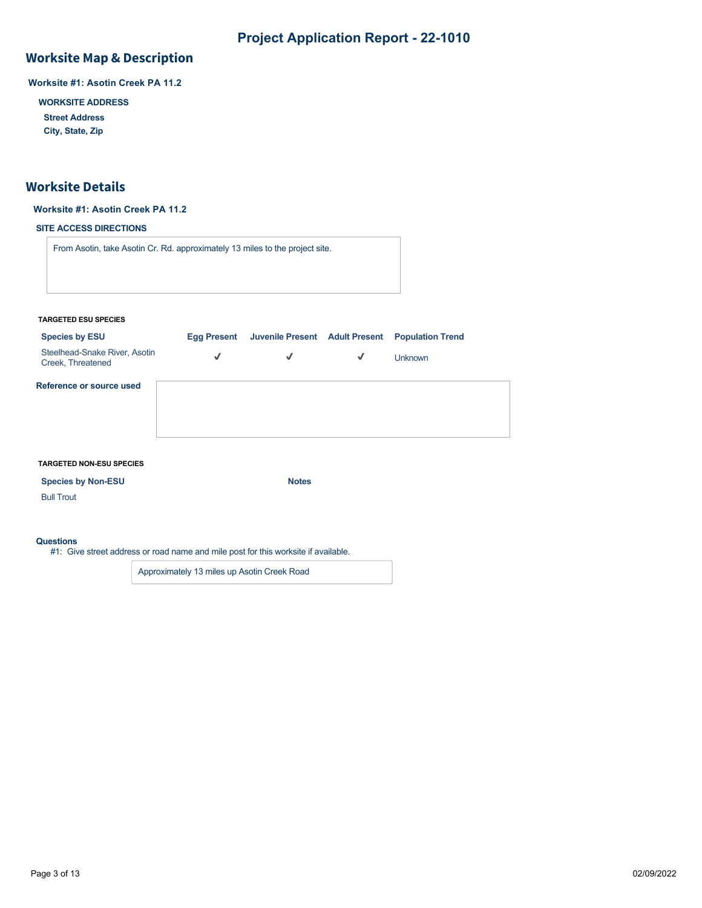# Project Application Report - 22-1010

## Worksite Map & Description

**Worksite #1: Asotin Creek PA 11.2**

**WORKSITE ADDRESS**

**Street Address**

**City, State, Zip**

## Worksite Details

**Worksite #1: Asotin Creek PA 11.2**

**SITE ACCESS DIRECTIONS**

From Asotin, take Asotin Cr. Rd. approximately 13 miles to the project site.

**TARGETED ESU SPECIES**

| Species by ESU | Egg Present | Juvenile Present | Adult Present | Population Trend |
|---|---|---|---|---|
| Steelhead-Snake River, Asotin Creek, Threatened | ✓ | ✓ | ✓ | Unknown |

**Reference or source used**

**TARGETED NON-ESU SPECIES**

| Species by Non-ESU | Notes |
|---|---|
| Bull Trout | |

**Questions**

#1: Give street address or road name and mile post for this worksite if available.

Approximately 13 miles up Asotin Creek Road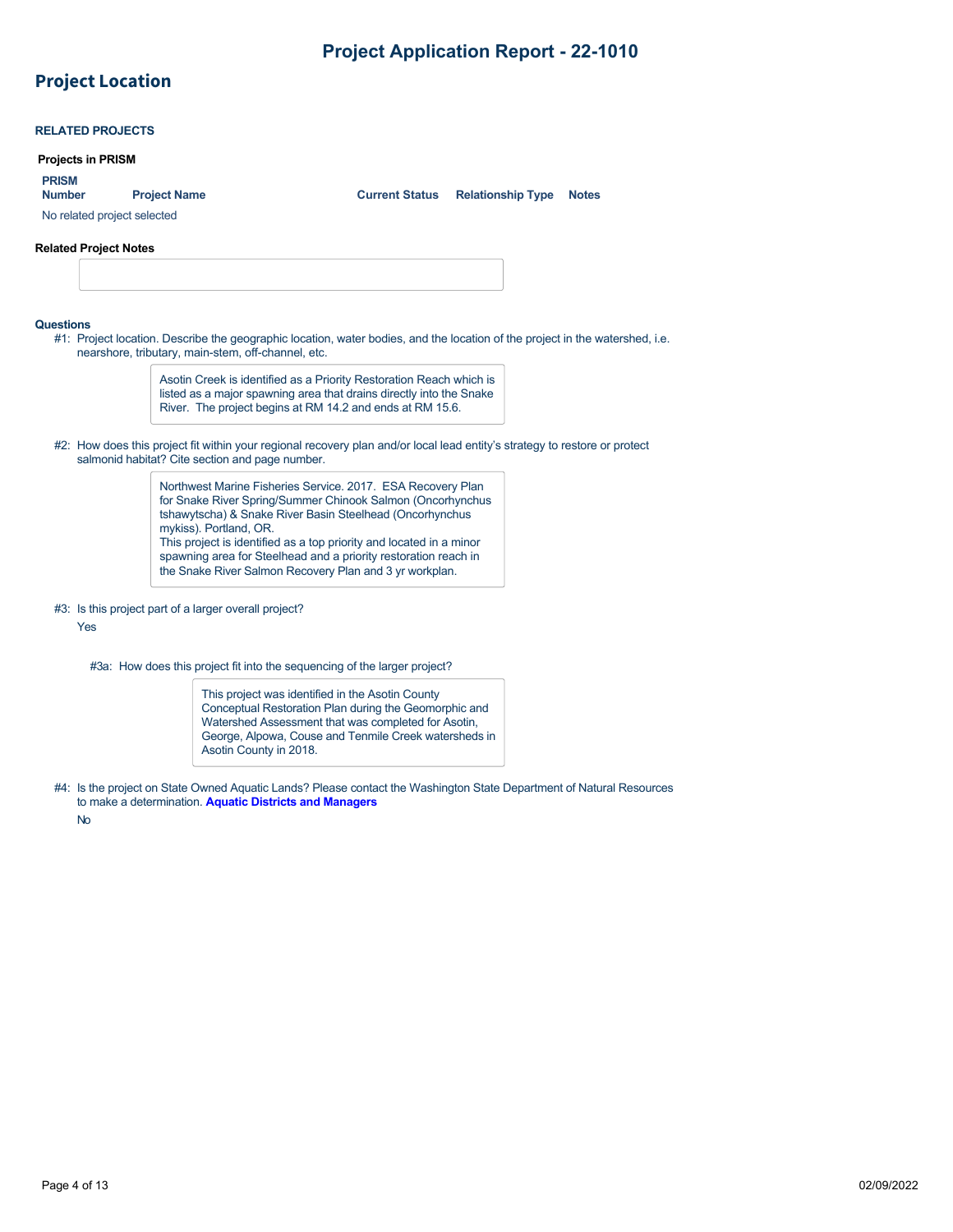# Project Application Report - 22-1010

## Project Location

### RELATED PROJECTS

**Projects in PRISM**

| PRISM Number | Project Name | Current Status | Relationship Type | Notes |
|---|---|---|---|---|
| No related project selected | | | | |

**Related Project Notes**

### Questions

#1: Project location. Describe the geographic location, water bodies, and the location of the project in the watershed, i.e. nearshore, tributary, main-stem, off-channel, etc.

> Asotin Creek is identified as a Priority Restoration Reach which is listed as a major spawning area that drains directly into the Snake River. The project begins at RM 14.2 and ends at RM 15.6.

#2: How does this project fit within your regional recovery plan and/or local lead entity's strategy to restore or protect salmonid habitat? Cite section and page number.

> Northwest Marine Fisheries Service. 2017. ESA Recovery Plan for Snake River Spring/Summer Chinook Salmon (Oncorhynchus tshawytscha) & Snake River Basin Steelhead (Oncorhynchus mykiss). Portland, OR.
> This project is identified as a top priority and located in a minor spawning area for Steelhead and a priority restoration reach in the Snake River Salmon Recovery Plan and 3 yr workplan.

#3: Is this project part of a larger overall project?

Yes

#3a: How does this project fit into the sequencing of the larger project?

> This project was identified in the Asotin County Conceptual Restoration Plan during the Geomorphic and Watershed Assessment that was completed for Asotin, George, Alpowa, Couse and Tenmile Creek watersheds in Asotin County in 2018.

#4: Is the project on State Owned Aquatic Lands? Please contact the Washington State Department of Natural Resources to make a determination. **Aquatic Districts and Managers**

No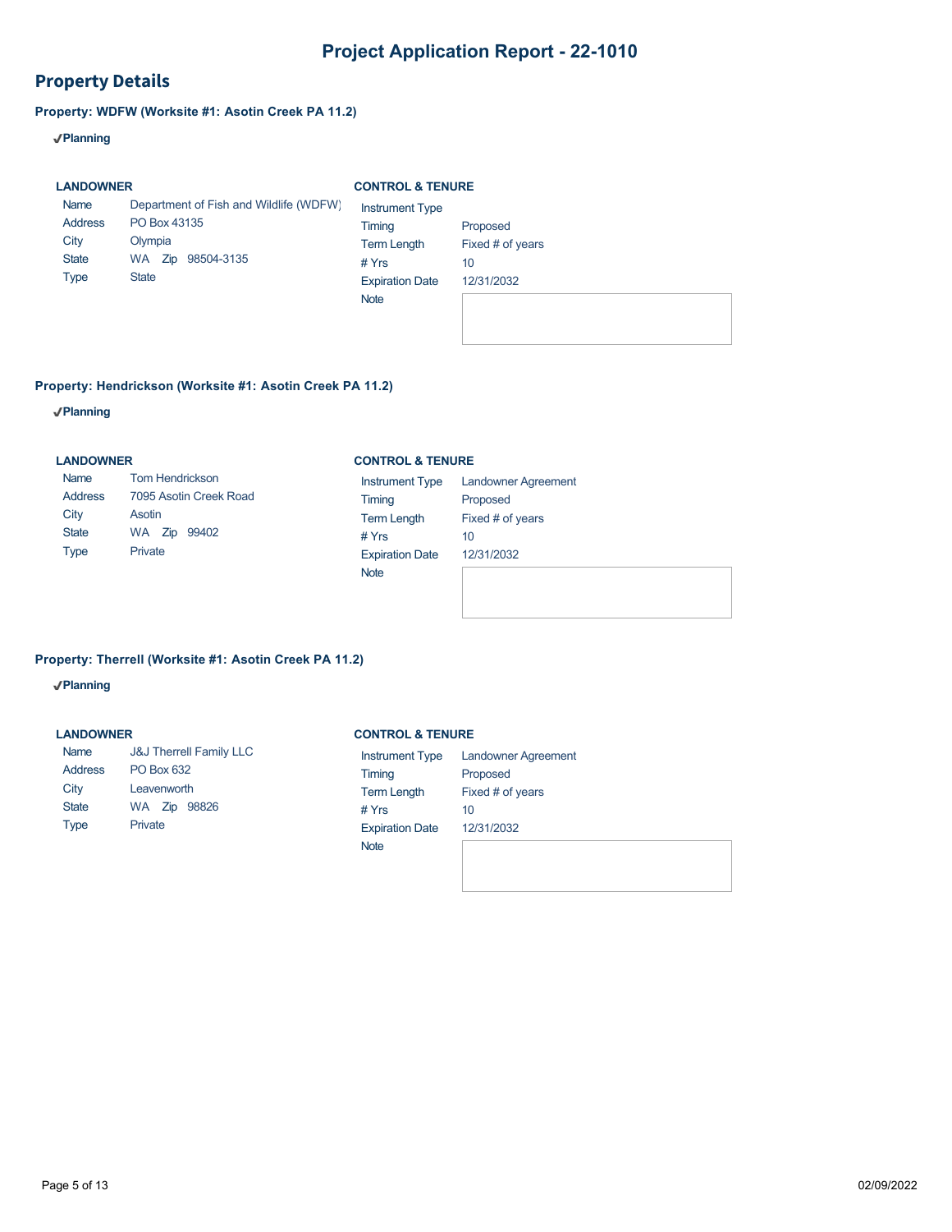# Project Application Report - 22-1010

## Property Details

### Property: WDFW (Worksite #1: Asotin Creek PA 11.2)

✔Planning

**LANDOWNER**

| | |
|---|---|
| Name | Department of Fish and Wildlife (WDFW) |
| Address | PO Box 43135 |
| City | Olympia |
| State | WA Zip 98504-3135 |
| Type | State |

**CONTROL & TENURE**

| | |
|---|---|
| Instrument Type | |
| Timing | Proposed |
| Term Length | Fixed # of years |
| # Yrs | 10 |
| Expiration Date | 12/31/2032 |
| Note | |

### Property: Hendrickson (Worksite #1: Asotin Creek PA 11.2)

✔Planning

**LANDOWNER**

| | |
|---|---|
| Name | Tom Hendrickson |
| Address | 7095 Asotin Creek Road |
| City | Asotin |
| State | WA Zip 99402 |
| Type | Private |

**CONTROL & TENURE**

| | |
|---|---|
| Instrument Type | Landowner Agreement |
| Timing | Proposed |
| Term Length | Fixed # of years |
| # Yrs | 10 |
| Expiration Date | 12/31/2032 |
| Note | |

### Property: Therrell (Worksite #1: Asotin Creek PA 11.2)

✔Planning

**LANDOWNER**

| | |
|---|---|
| Name | J&J Therrell Family LLC |
| Address | PO Box 632 |
| City | Leavenworth |
| State | WA Zip 98826 |
| Type | Private |

**CONTROL & TENURE**

| | |
|---|---|
| Instrument Type | Landowner Agreement |
| Timing | Proposed |
| Term Length | Fixed # of years |
| # Yrs | 10 |
| Expiration Date | 12/31/2032 |
| Note | |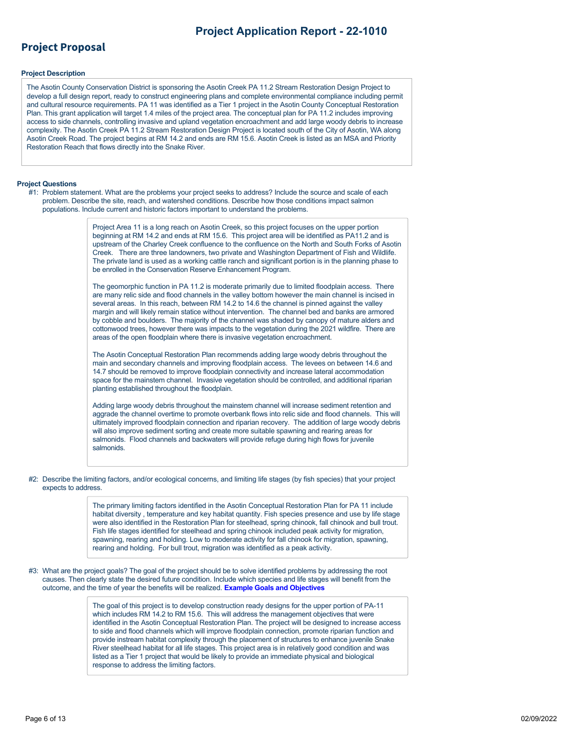# Project Application Report - 22-1010

## Project Proposal

**Project Description**

The Asotin County Conservation District is sponsoring the Asotin Creek PA 11.2 Stream Restoration Design Project to develop a full design report, ready to construct engineering plans and complete environmental compliance including permit and cultural resource requirements. PA 11 was identified as a Tier 1 project in the Asotin County Conceptual Restoration Plan. This grant application will target 1.4 miles of the project area. The conceptual plan for PA 11.2 includes improving access to side channels, controlling invasive and upland vegetation encroachment and add large woody debris to increase complexity. The Asotin Creek PA 11.2 Stream Restoration Design Project is located south of the City of Asotin, WA along Asotin Creek Road. The project begins at RM 14.2 and ends are RM 15.6. Asotin Creek is listed as an MSA and Priority Restoration Reach that flows directly into the Snake River.

**Project Questions**

#1: Problem statement. What are the problems your project seeks to address? Include the source and scale of each problem. Describe the site, reach, and watershed conditions. Describe how those conditions impact salmon populations. Include current and historic factors important to understand the problems.

> Project Area 11 is a long reach on Asotin Creek, so this project focuses on the upper portion beginning at RM 14.2 and ends at RM 15.6. This project area will be identified as PA11.2 and is upstream of the Charley Creek confluence to the confluence on the North and South Forks of Asotin Creek. There are three landowners, two private and Washington Department of Fish and Wildlife. The private land is used as a working cattle ranch and significant portion is in the planning phase to be enrolled in the Conservation Reserve Enhancement Program.
>
> The geomorphic function in PA 11.2 is moderate primarily due to limited floodplain access. There are many relic side and flood channels in the valley bottom however the main channel is incised in several areas. In this reach, between RM 14.2 to 14.6 the channel is pinned against the valley margin and will likely remain statice without intervention. The channel bed and banks are armored by cobble and boulders. The majority of the channel was shaded by canopy of mature alders and cottonwood trees, however there was impacts to the vegetation during the 2021 wildfire. There are areas of the open floodplain where there is invasive vegetation encroachment.
>
> The Asotin Conceptual Restoration Plan recommends adding large woody debris throughout the main and secondary channels and improving floodplain access. The levees on between 14.6 and 14.7 should be removed to improve floodplain connectivity and increase lateral accommodation space for the mainstem channel. Invasive vegetation should be controlled, and additional riparian planting established throughout the floodplain.
>
> Adding large woody debris throughout the mainstem channel will increase sediment retention and aggrade the channel overtime to promote overbank flows into relic side and flood channels. This will ultimately improved floodplain connection and riparian recovery. The addition of large woody debris will also improve sediment sorting and create more suitable spawning and rearing areas for salmonids. Flood channels and backwaters will provide refuge during high flows for juvenile salmonids.

#2: Describe the limiting factors, and/or ecological concerns, and limiting life stages (by fish species) that your project expects to address.

> The primary limiting factors identified in the Asotin Conceptual Restoration Plan for PA 11 include habitat diversity , temperature and key habitat quantity. Fish species presence and use by life stage were also identified in the Restoration Plan for steelhead, spring chinook, fall chinook and bull trout. Fish life stages identified for steelhead and spring chinook included peak activity for migration, spawning, rearing and holding. Low to moderate activity for fall chinook for migration, spawning, rearing and holding. For bull trout, migration was identified as a peak activity.

#3: What are the project goals? The goal of the project should be to solve identified problems by addressing the root causes. Then clearly state the desired future condition. Include which species and life stages will benefit from the outcome, and the time of year the benefits will be realized. **Example Goals and Objectives**

> The goal of this project is to develop construction ready designs for the upper portion of PA-11 which includes RM 14.2 to RM 15.6. This will address the management objectives that were identified in the Asotin Conceptual Restoration Plan. The project will be designed to increase access to side and flood channels which will improve floodplain connection, promote riparian function and provide instream habitat complexity through the placement of structures to enhance juvenile Snake River steelhead habitat for all life stages. This project area is in relatively good condition and was listed as a Tier 1 project that would be likely to provide an immediate physical and biological response to address the limiting factors.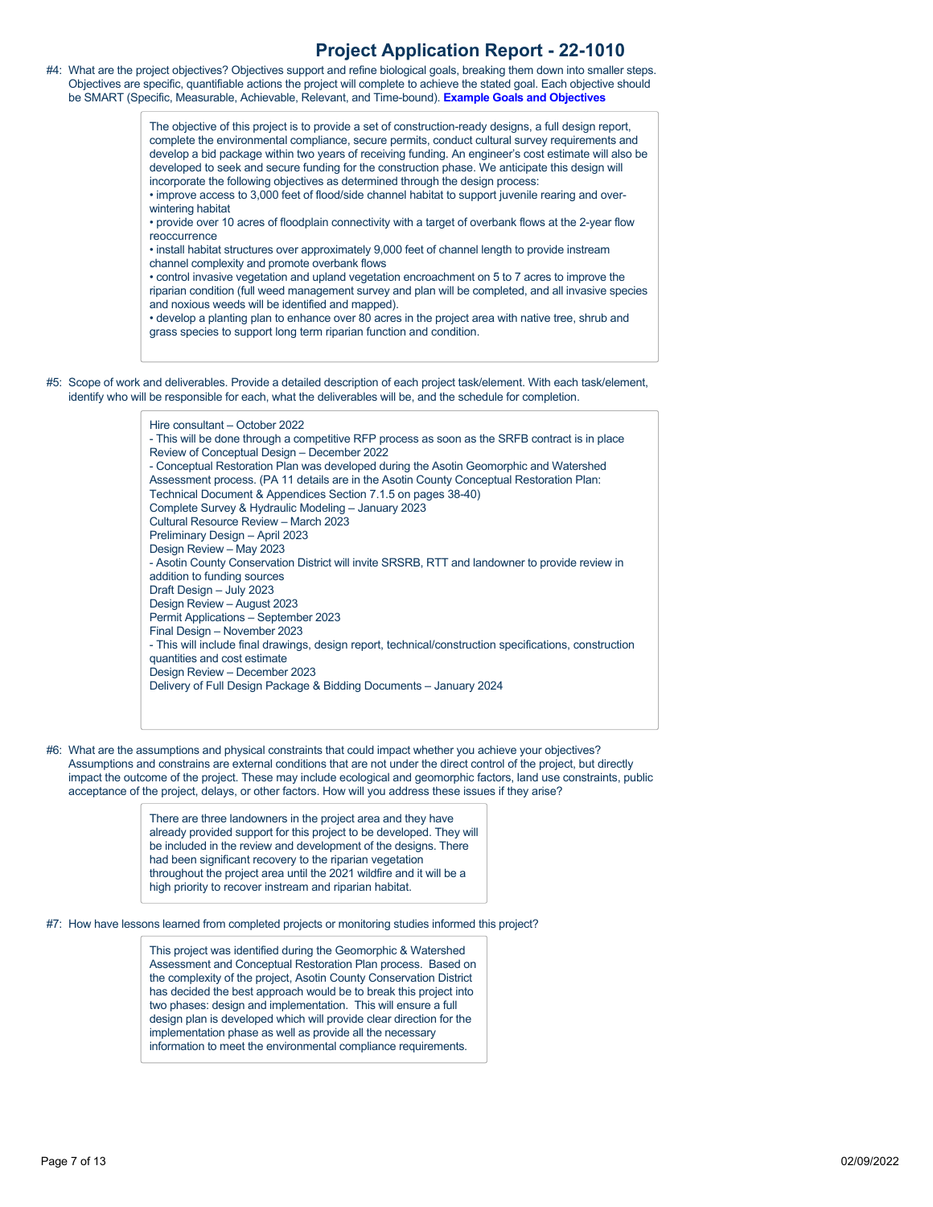#4: What are the project objectives? Objectives support and refine biological goals, breaking them down into smaller steps. Objectives are specific, quantifiable actions the project will complete to achieve the stated goal. Each objective should be SMART (Specific, Measurable, Achievable, Relevant, and Time-bound). **Example Goals and Objectives**

> The objective of this project is to provide a set of construction-ready designs, a full design report, complete the environmental compliance, secure permits, conduct cultural survey requirements and develop a bid package within two years of receiving funding. An engineer's cost estimate will also be developed to seek and secure funding for the construction phase. We anticipate this design will incorporate the following objectives as determined through the design process:
> • improve access to 3,000 feet of flood/side channel habitat to support juvenile rearing and over-wintering habitat
> • provide over 10 acres of floodplain connectivity with a target of overbank flows at the 2-year flow reoccurrence
> • install habitat structures over approximately 9,000 feet of channel length to provide instream channel complexity and promote overbank flows
> • control invasive vegetation and upland vegetation encroachment on 5 to 7 acres to improve the riparian condition (full weed management survey and plan will be completed, and all invasive species and noxious weeds will be identified and mapped).
> • develop a planting plan to enhance over 80 acres in the project area with native tree, shrub and grass species to support long term riparian function and condition.

#5: Scope of work and deliverables. Provide a detailed description of each project task/element. With each task/element, identify who will be responsible for each, what the deliverables will be, and the schedule for completion.

> Hire consultant – October 2022
> - This will be done through a competitive RFP process as soon as the SRFB contract is in place
> Review of Conceptual Design – December 2022
> - Conceptual Restoration Plan was developed during the Asotin Geomorphic and Watershed Assessment process. (PA 11 details are in the Asotin County Conceptual Restoration Plan: Technical Document & Appendices Section 7.1.5 on pages 38-40)
> Complete Survey & Hydraulic Modeling – January 2023
> Cultural Resource Review – March 2023
> Preliminary Design – April 2023
> Design Review – May 2023
> - Asotin County Conservation District will invite SRSRB, RTT and landowner to provide review in addition to funding sources
> Draft Design – July 2023
> Design Review – August 2023
> Permit Applications – September 2023
> Final Design – November 2023
> - This will include final drawings, design report, technical/construction specifications, construction quantities and cost estimate
> Design Review – December 2023
> Delivery of Full Design Package & Bidding Documents – January 2024

#6: What are the assumptions and physical constraints that could impact whether you achieve your objectives? Assumptions and constrains are external conditions that are not under the direct control of the project, but directly impact the outcome of the project. These may include ecological and geomorphic factors, land use constraints, public acceptance of the project, delays, or other factors. How will you address these issues if they arise?

> There are three landowners in the project area and they have already provided support for this project to be developed. They will be included in the review and development of the designs. There had been significant recovery to the riparian vegetation throughout the project area until the 2021 wildfire and it will be a high priority to recover instream and riparian habitat.

#7: How have lessons learned from completed projects or monitoring studies informed this project?

> This project was identified during the Geomorphic & Watershed Assessment and Conceptual Restoration Plan process. Based on the complexity of the project, Asotin County Conservation District has decided the best approach would be to break this project into two phases: design and implementation. This will ensure a full design plan is developed which will provide clear direction for the implementation phase as well as provide all the necessary information to meet the environmental compliance requirements.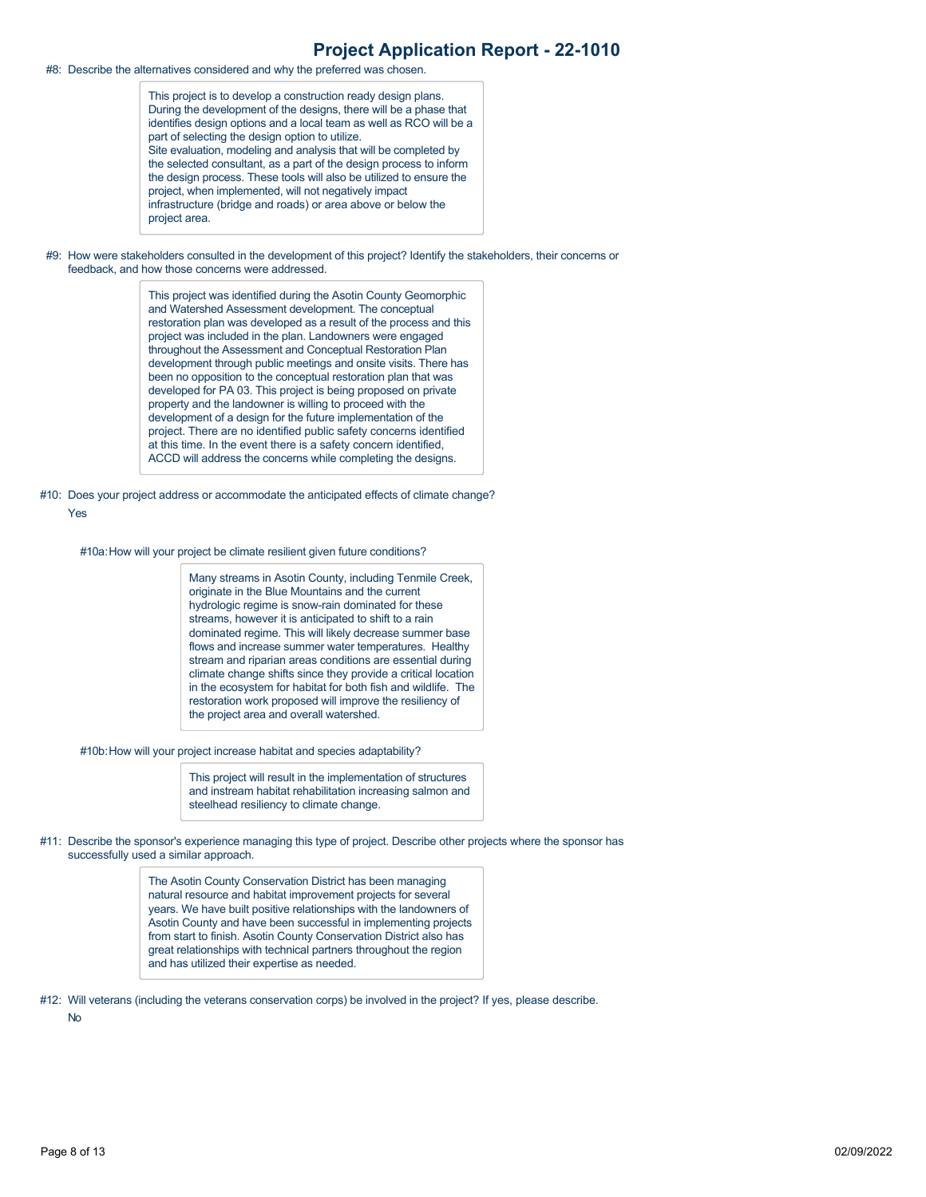#8: Describe the alternatives considered and why the preferred was chosen.

> This project is to develop a construction ready design plans. During the development of the designs, there will be a phase that identifies design options and a local team as well as RCO will be a part of selecting the design option to utilize.
> Site evaluation, modeling and analysis that will be completed by the selected consultant, as a part of the design process to inform the design process. These tools will also be utilized to ensure the project, when implemented, will not negatively impact infrastructure (bridge and roads) or area above or below the project area.

#9: How were stakeholders consulted in the development of this project? Identify the stakeholders, their concerns or feedback, and how those concerns were addressed.

> This project was identified during the Asotin County Geomorphic and Watershed Assessment development. The conceptual restoration plan was developed as a result of the process and this project was included in the plan. Landowners were engaged throughout the Assessment and Conceptual Restoration Plan development through public meetings and onsite visits. There has been no opposition to the conceptual restoration plan that was developed for PA 03. This project is being proposed on private property and the landowner is willing to proceed with the development of a design for the future implementation of the project. There are no identified public safety concerns identified at this time. In the event there is a safety concern identified, ACCD will address the concerns while completing the designs.

#10: Does your project address or accommodate the anticipated effects of climate change?

Yes

#10a: How will your project be climate resilient given future conditions?

> Many streams in Asotin County, including Tenmile Creek, originate in the Blue Mountains and the current hydrologic regime is snow-rain dominated for these streams, however it is anticipated to shift to a rain dominated regime. This will likely decrease summer base flows and increase summer water temperatures. Healthy stream and riparian areas conditions are essential during climate change shifts since they provide a critical location in the ecosystem for habitat for both fish and wildlife. The restoration work proposed will improve the resiliency of the project area and overall watershed.

#10b: How will your project increase habitat and species adaptability?

> This project will result in the implementation of structures and instream habitat rehabilitation increasing salmon and steelhead resiliency to climate change.

#11: Describe the sponsor's experience managing this type of project. Describe other projects where the sponsor has successfully used a similar approach.

> The Asotin County Conservation District has been managing natural resource and habitat improvement projects for several years. We have built positive relationships with the landowners of Asotin County and have been successful in implementing projects from start to finish. Asotin County Conservation District also has great relationships with technical partners throughout the region and has utilized their expertise as needed.

#12: Will veterans (including the veterans conservation corps) be involved in the project? If yes, please describe.

No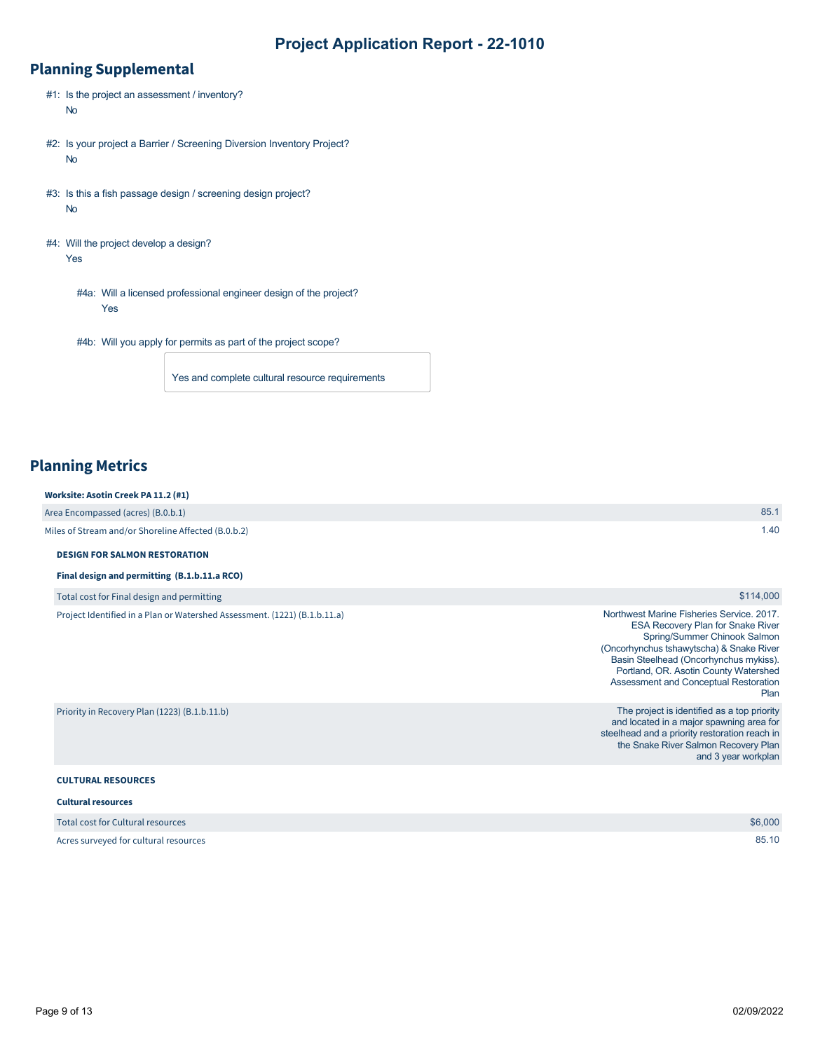# Project Application Report - 22-1010

## Planning Supplemental

#1: Is the project an assessment / inventory?
No

#2: Is your project a Barrier / Screening Diversion Inventory Project?
No

#3: Is this a fish passage design / screening design project?
No

#4: Will the project develop a design?
Yes

#4a: Will a licensed professional engineer design of the project?
Yes

#4b: Will you apply for permits as part of the project scope?

Yes and complete cultural resource requirements

## Planning Metrics

**Worksite: Asotin Creek PA 11.2 (#1)**

| | |
|---|---|
| Area Encompassed (acres) (B.0.b.1) | 85.1 |
| Miles of Stream and/or Shoreline Affected (B.0.b.2) | 1.40 |

**DESIGN FOR SALMON RESTORATION**

**Final design and permitting (B.1.b.11.a RCO)**

| | |
|---|---|
| Total cost for Final design and permitting | $114,000 |
| Project Identified in a Plan or Watershed Assessment. (1221) (B.1.b.11.a) | Northwest Marine Fisheries Service. 2017. ESA Recovery Plan for Snake River Spring/Summer Chinook Salmon (Oncorhynchus tshawytscha) & Snake River Basin Steelhead (Oncorhynchus mykiss). Portland, OR. Asotin County Watershed Assessment and Conceptual Restoration Plan |
| Priority in Recovery Plan (1223) (B.1.b.11.b) | The project is identified as a top priority and located in a major spawning area for steelhead and a priority restoration reach in the Snake River Salmon Recovery Plan and 3 year workplan |

**CULTURAL RESOURCES**

**Cultural resources**

| | |
|---|---|
| Total cost for Cultural resources | $6,000 |
| Acres surveyed for cultural resources | 85.10 |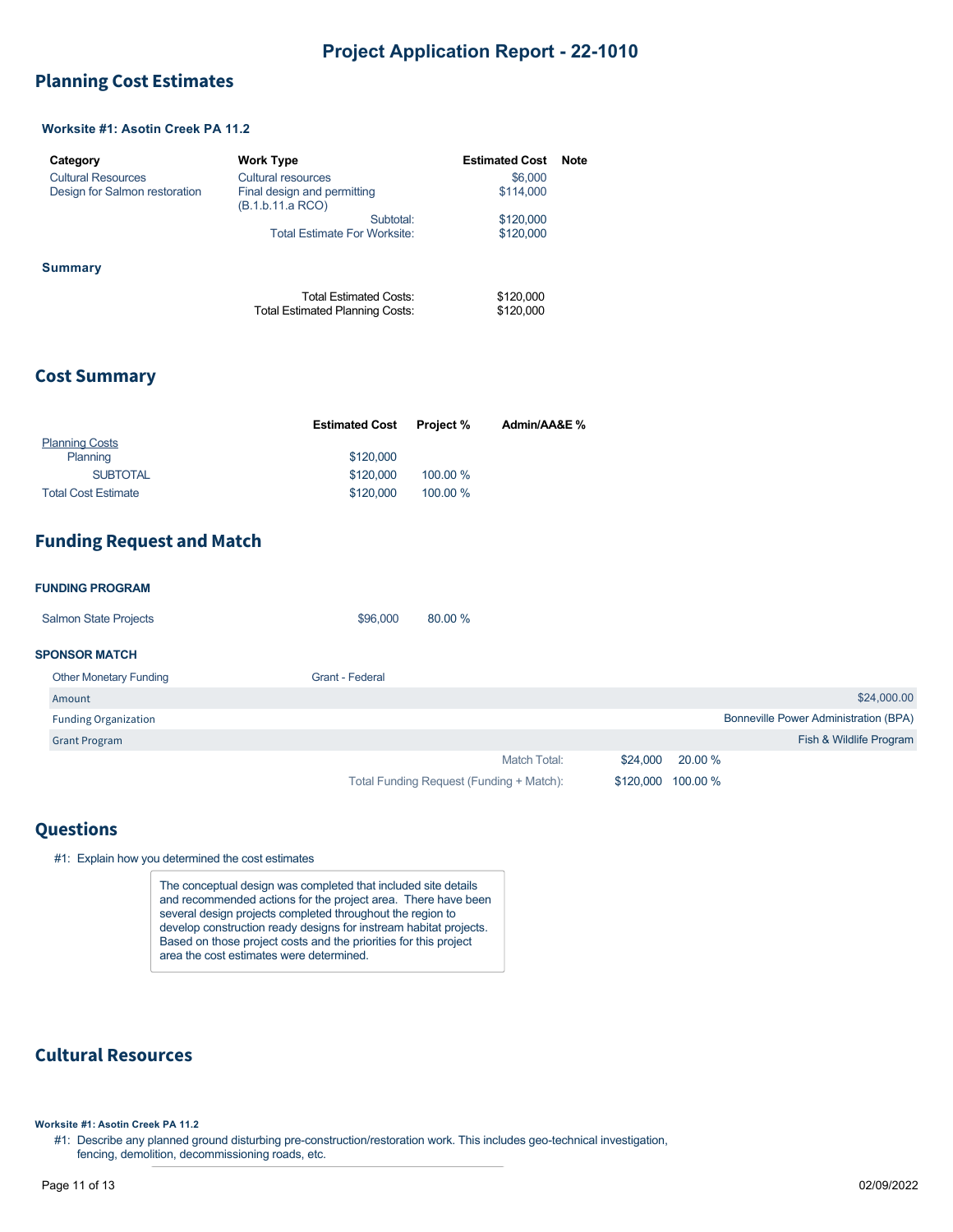# Project Application Report - 22-1010

## Planning Cost Estimates

### Worksite #1: Asotin Creek PA 11.2

| Category | Work Type | Estimated Cost | Note |
|---|---|---|---|
| Cultural Resources | Cultural resources | $6,000 | |
| Design for Salmon restoration | Final design and permitting (B.1.b.11.a RCO) | $114,000 | |
| | Subtotal: | $120,000 | |
| | Total Estimate For Worksite: | $120,000 | |

### Summary

| | |
|---|---|
| Total Estimated Costs: | $120,000 |
| Total Estimated Planning Costs: | $120,000 |

## Cost Summary

| | Estimated Cost | Project % | Admin/AA&E % |
|---|---|---|---|
| Planning Costs | | | |
| Planning | $120,000 | | |
| SUBTOTAL | $120,000 | 100.00 % | |
| Total Cost Estimate | $120,000 | 100.00 % | |

## Funding Request and Match

**FUNDING PROGRAM**

| | | |
|---|---|---|
| Salmon State Projects | $96,000 | 80.00 % |

**SPONSOR MATCH**

| | |
|---|---|
| Other Monetary Funding | Grant - Federal |
| Amount | $24,000.00 |
| Funding Organization | Bonneville Power Administration (BPA) |
| Grant Program | Fish & Wildlife Program |

| | | |
|---|---|---|
| Match Total: | $24,000 | 20.00 % |
| Total Funding Request (Funding + Match): | $120,000 | 100.00 % |

## Questions

#1: Explain how you determined the cost estimates

The conceptual design was completed that included site details and recommended actions for the project area. There have been several design projects completed throughout the region to develop construction ready designs for instream habitat projects. Based on those project costs and the priorities for this project area the cost estimates were determined.

## Cultural Resources

**Worksite #1: Asotin Creek PA 11.2**

#1: Describe any planned ground disturbing pre-construction/restoration work. This includes geo-technical investigation, fencing, demolition, decommissioning roads, etc.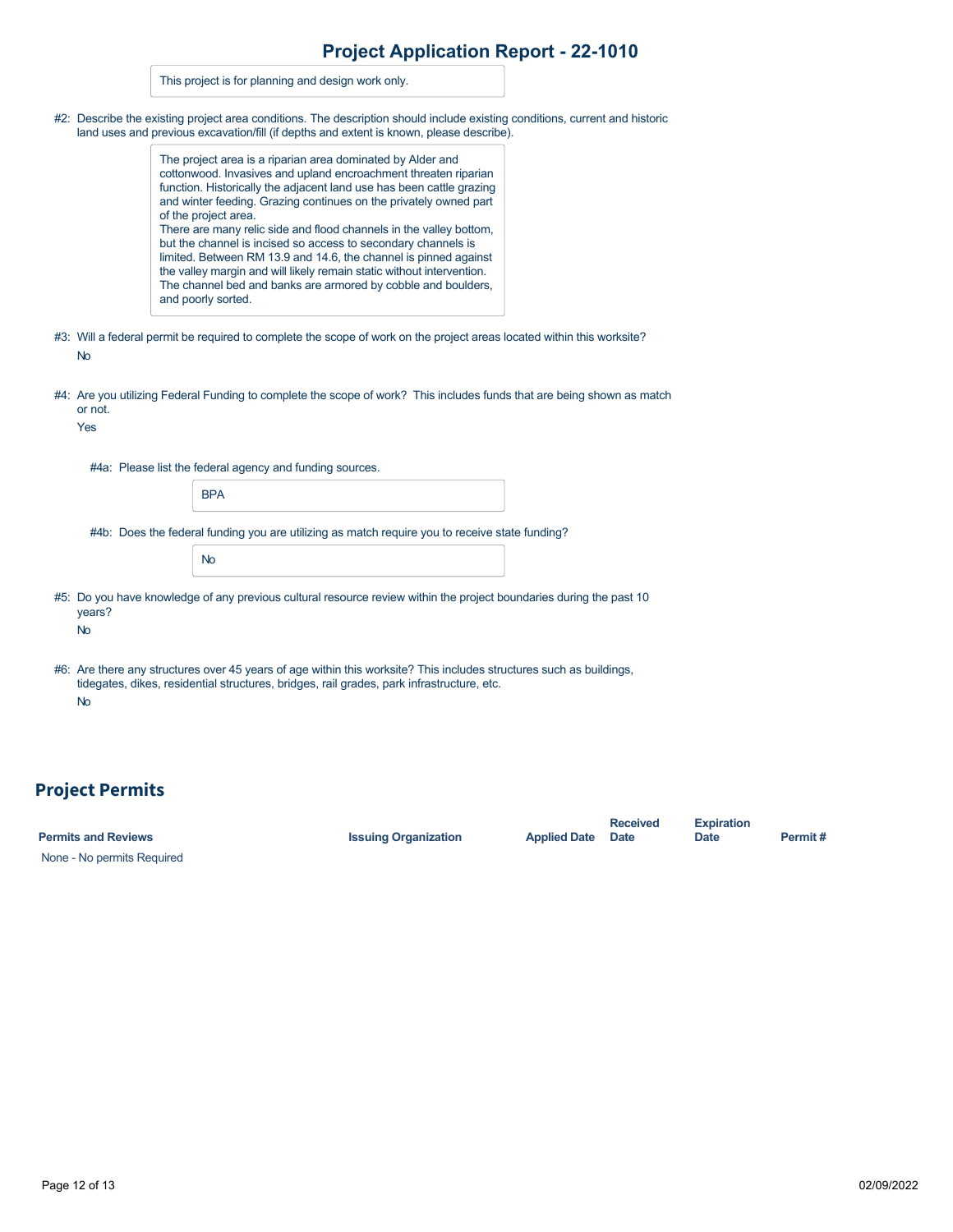# Project Application Report - 22-1010

This project is for planning and design work only.

#2: Describe the existing project area conditions. The description should include existing conditions, current and historic land uses and previous excavation/fill (if depths and extent is known, please describe).

The project area is a riparian area dominated by Alder and cottonwood. Invasives and upland encroachment threaten riparian function. Historically the adjacent land use has been cattle grazing and winter feeding. Grazing continues on the privately owned part of the project area.
There are many relic side and flood channels in the valley bottom, but the channel is incised so access to secondary channels is limited. Between RM 13.9 and 14.6, the channel is pinned against the valley margin and will likely remain static without intervention. The channel bed and banks are armored by cobble and boulders, and poorly sorted.

#3: Will a federal permit be required to complete the scope of work on the project areas located within this worksite?

No

#4: Are you utilizing Federal Funding to complete the scope of work? This includes funds that are being shown as match or not.

Yes

#4a: Please list the federal agency and funding sources.

BPA

#4b: Does the federal funding you are utilizing as match require you to receive state funding?

No

#5: Do you have knowledge of any previous cultural resource review within the project boundaries during the past 10 years?

No

#6: Are there any structures over 45 years of age within this worksite? This includes structures such as buildings, tidegates, dikes, residential structures, bridges, rail grades, park infrastructure, etc.

No

## Project Permits

| Permits and Reviews | Issuing Organization | Applied Date | Received Date | Expiration Date | Permit # |
|---|---|---|---|---|---|
| None - No permits Required | | | | | |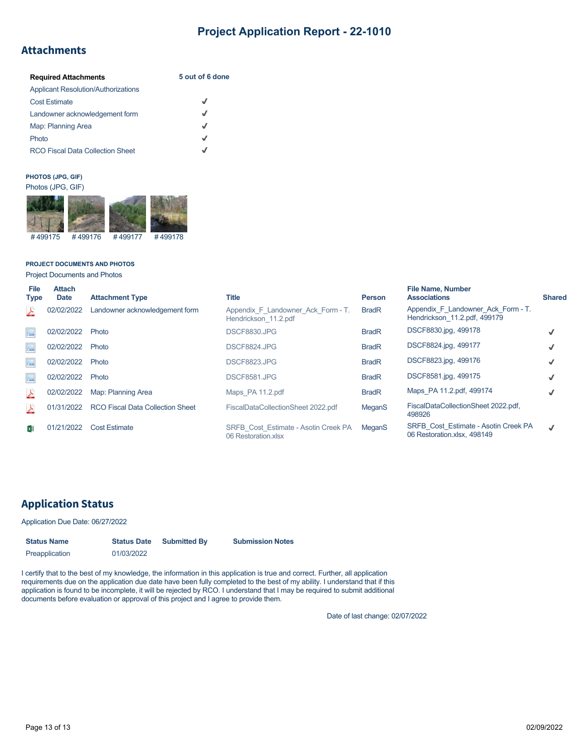## Attachments

| Required Attachments | 5 out of 6 done |
| --- | --- |
| Applicant Resolution/Authorizations | |
| Cost Estimate | ✓ |
| Landowner acknowledgement form | ✓ |
| Map: Planning Area | ✓ |
| Photo | ✓ |
| RCO Fiscal Data Collection Sheet | ✓ |

**PHOTOS (JPG, GIF)**

Photos (JPG, GIF)

#499175 #499176 #499177 #499178

**PROJECT DOCUMENTS AND PHOTOS**

Project Documents and Photos

| File Type | Attach Date | Attachment Type | Title | Person | File Name, Number Associations | Shared |
| --- | --- | --- | --- | --- | --- | --- |
| | 02/02/2022 | Landowner acknowledgement form | Appendix_F_Landowner_Ack_Form - T. Hendrickson_11.2.pdf | BradR | Appendix_F_Landowner_Ack_Form - T. Hendrickson_11.2.pdf, 499179 | |
| | 02/02/2022 | Photo | DSCF8830.JPG | BradR | DSCF8830.jpg, 499178 | ✓ |
| | 02/02/2022 | Photo | DSCF8824.JPG | BradR | DSCF8824.jpg, 499177 | ✓ |
| | 02/02/2022 | Photo | DSCF8823.JPG | BradR | DSCF8823.jpg, 499176 | ✓ |
| | 02/02/2022 | Photo | DSCF8581.JPG | BradR | DSCF8581.jpg, 499175 | ✓ |
| | 02/02/2022 | Map: Planning Area | Maps_PA 11.2.pdf | BradR | Maps_PA 11.2.pdf, 499174 | ✓ |
| | 01/31/2022 | RCO Fiscal Data Collection Sheet | FiscalDataCollectionSheet 2022.pdf | MeganS | FiscalDataCollectionSheet 2022.pdf, 498926 | |
| | 01/21/2022 | Cost Estimate | SRFB_Cost_Estimate - Asotin Creek PA 06 Restoration.xlsx | MeganS | SRFB_Cost_Estimate - Asotin Creek PA 06 Restoration.xlsx, 498149 | ✓ |

## Application Status

Application Due Date: 06/27/2022

| Status Name | Status Date | Submitted By | Submission Notes |
| --- | --- | --- | --- |
| Preapplication | 01/03/2022 | | |

I certify that to the best of my knowledge, the information in this application is true and correct. Further, all application requirements due on the application due date have been fully completed to the best of my ability. I understand that if this application is found to be incomplete, it will be rejected by RCO. I understand that I may be required to submit additional documents before evaluation or approval of this project and I agree to provide them.

Date of last change: 02/07/2022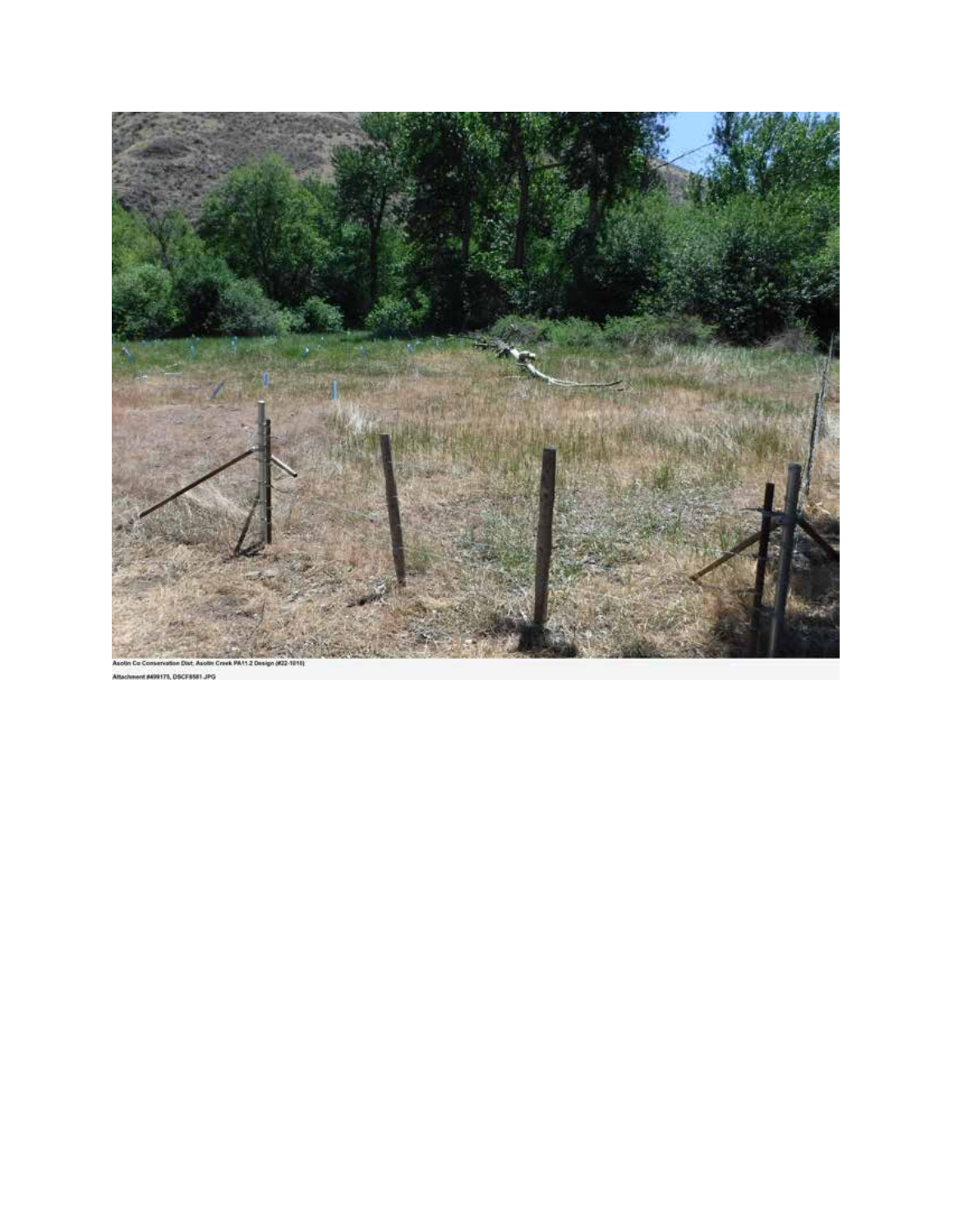Asotin Co Conservation Dist, Asotin Creek PA11.2 Design (#22-1010)

Attachment #499175, DSCF8581.JPG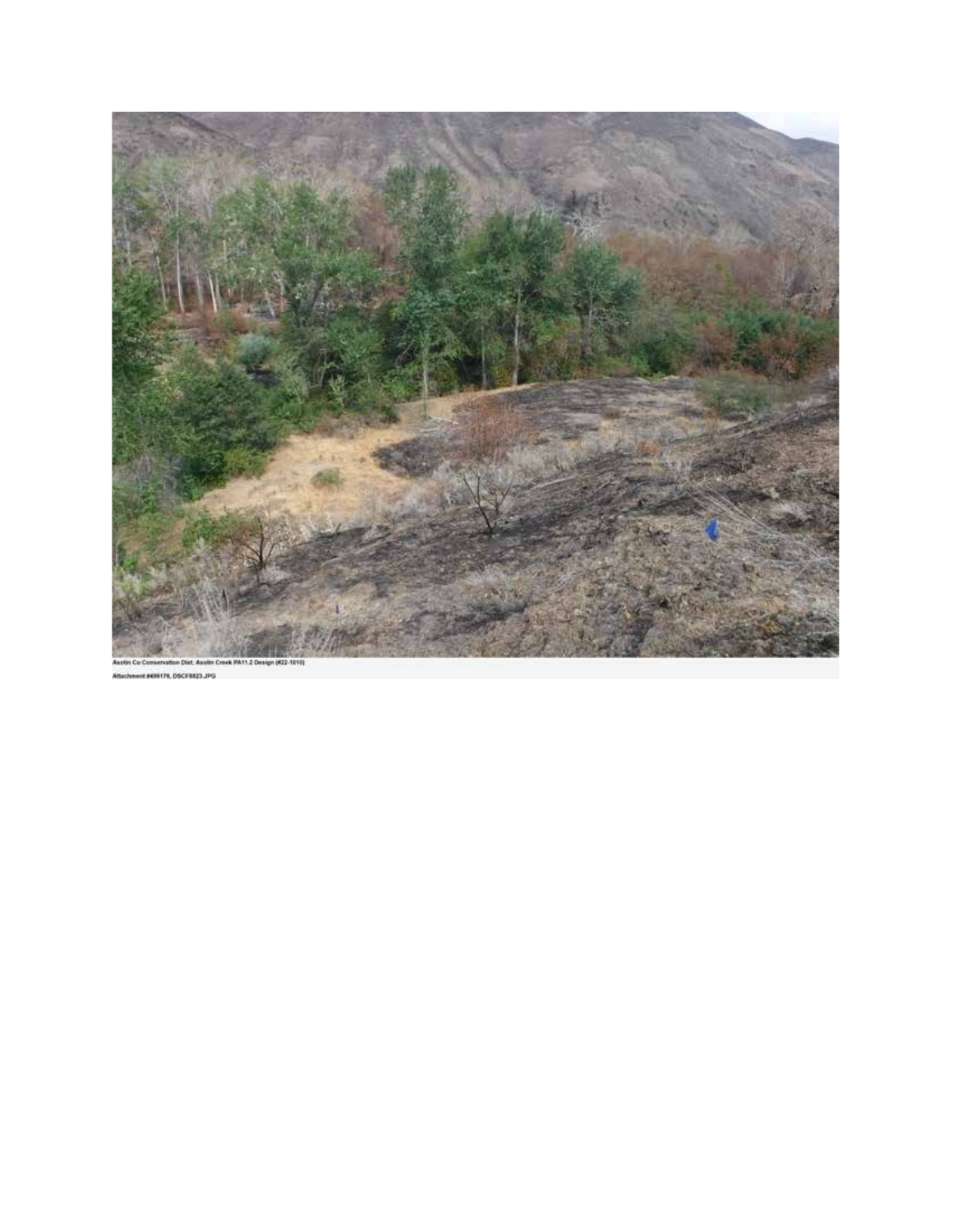Asotin Co Conservation Dist; Asotin Creek PA11.2 Design (#22-1010)

Attachment #499176, DSCF8823.JPG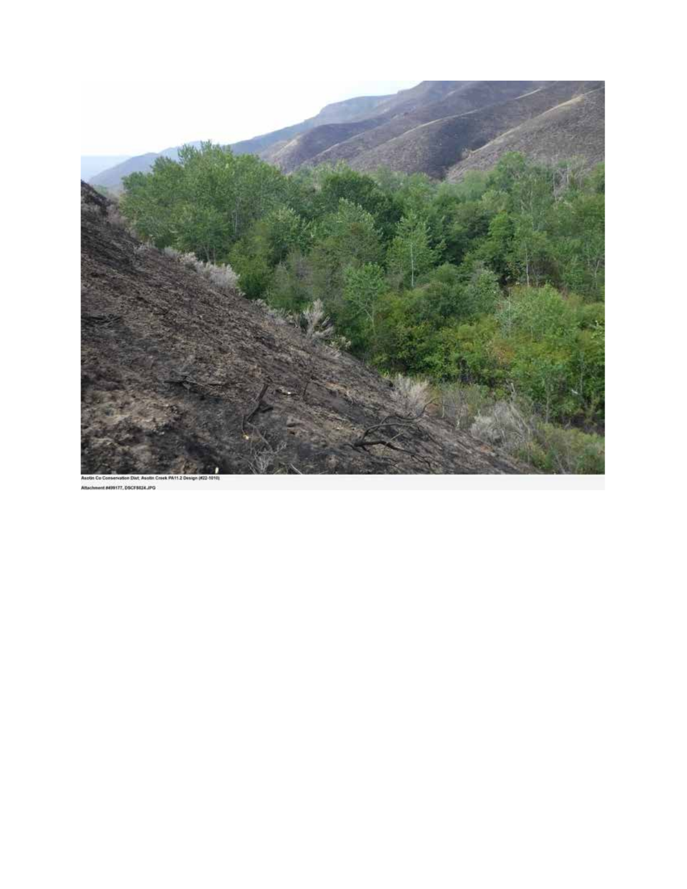Asotin Co Conservation Dist; Asotin Creek PA11.2 Design (#22-1010)

Attachment #499177, DSCF8024.JPG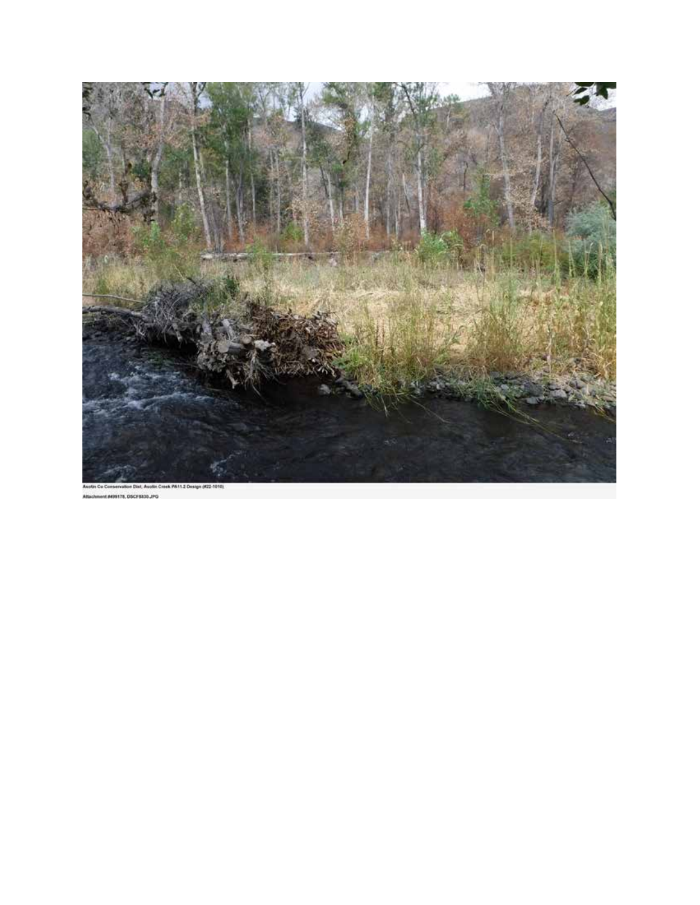Asotin Co Conservation Dist; Asotin Creek PA11.2 Design (#22-1010)

Attachment #499178, DSCF8830.JPG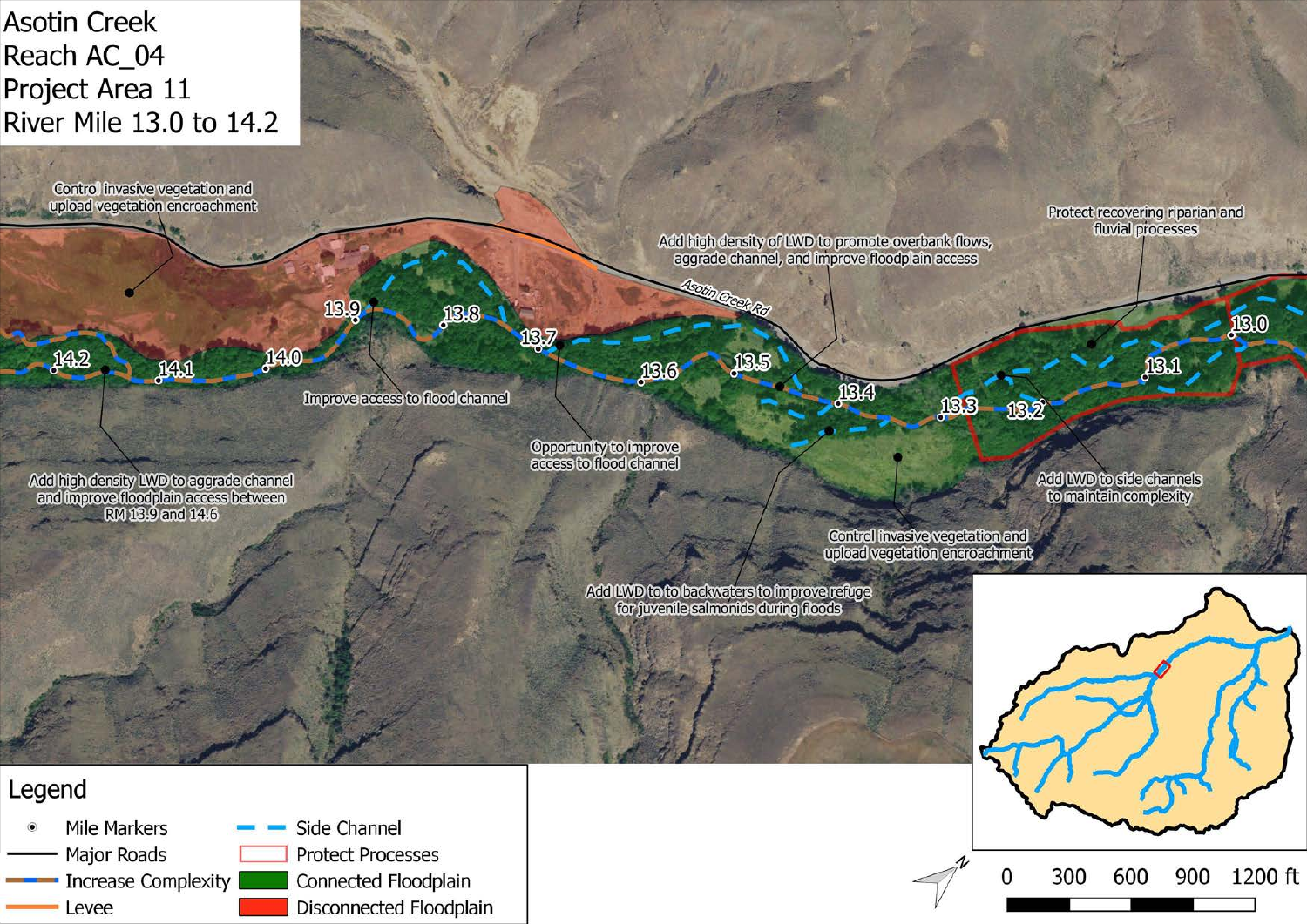# Asotin Creek
# Reach AC_04
# Project Area 11
# River Mile 13.0 to 14.2

Control invasive vegetation and upload vegetation encroachment

Add high density of LWD to promote overbank flows, aggrade channel, and improve floodplain access

Protect recovering riparian and fluvial processes

Asotin Creek Rd

13.9

13.8

13.7

13.6

13.5

13.4

13.3

13.2

13.1

13.0

14.2

14.1

14.0

Improve access to flood channel

Opportunity to improve access to flood channel

Add high density LWD to aggrade channel and improve floodplain access between RM 13.9 and 14.6

Add LWD to side channels to maintain complexity

Control invasive vegetation and upload vegetation encroachment

Add LWD to to backwaters to improve refuge for juvenile salmonids during floods

Legend

- Mile Markers
- Major Roads
- Increase Complexity
- Levee
- Side Channel
- Protect Processes
- Connected Floodplain
- Disconnected Floodplain

0 300 600 900 1200 ft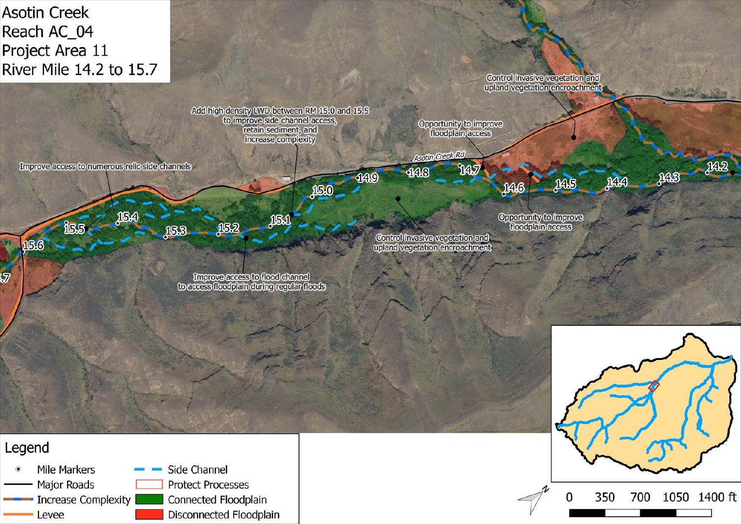# Asotin Creek
Reach AC_04
Project Area 11
River Mile 14.2 to 15.7

Control invasive vegetation and upland vegetation encroachment

Add high density LWD between RM 15.0 and 15.5 to improve side channel access, retain sediment, and increase complexity

Opportunity to improve floodplain access

Improve access to numerous relic side channels

Asotin Creek Rd

14.2
14.3
14.4
14.5
14.6
14.7
14.8
14.9
15.0
15.1
15.2
15.3
15.4
15.5
15.6
.7

Opportunity to improve floodplain access

Control invasive vegetation and upland vegetation encroachment

Improve access to flood channel to access floodplain during regular floods

Legend

- Mile Markers
- Major Roads
- Increase Complexity
- Levee
- Side Channel
- Protect Processes
- Connected Floodplain
- Disconnected Floodplain

N

0 350 700 1050 1400 ft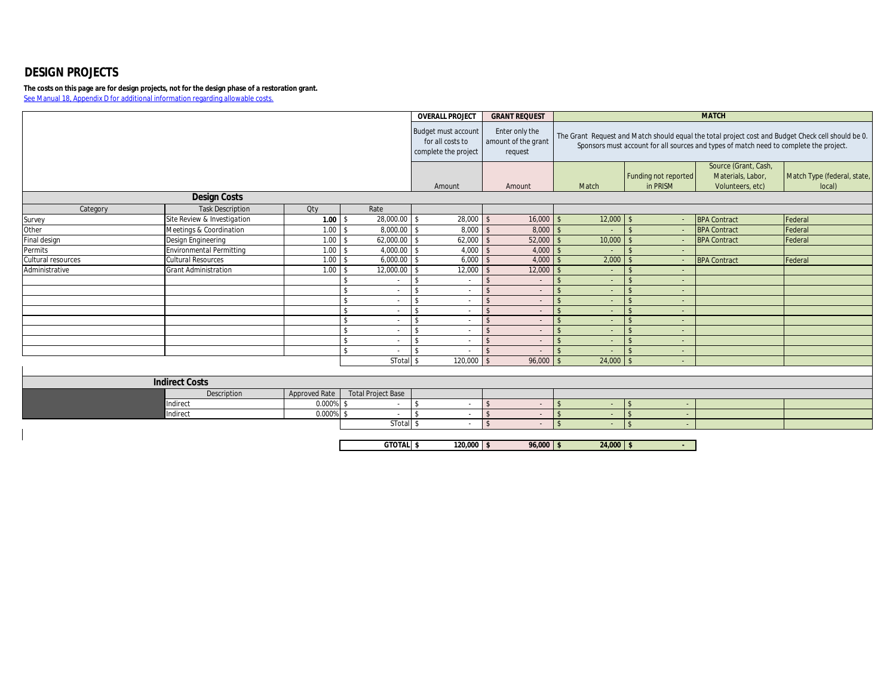## DESIGN PROJECTS

**The costs on this page are for design projects, not for the design phase of a restoration grant.**

See Manual 18, Appendix D for additional information regarding allowable costs.

| | | | | OVERALL PROJECT | GRANT REQUEST | MATCH | | | |
|---|---|---|---|---|---|---|---|---|---|
| | | | | Budget must account for all costs to complete the project | Enter only the amount of the grant request | The Grant Request and Match should equal the total project cost and Budget Check cell should be 0. Sponsors must account for all sources and types of match need to complete the project. | | | |
| | | | | Amount | Amount | Match | Funding not reported in PRISM | Source (Grant, Cash, Materials, Labor, Volunteers, etc) | Match Type (federal, state, local) |
| **Design Costs** | | | | | | | | | |
| Category | Task Description | Qty | Rate | | | | | | |
| Survey | Site Review & Investigation | **1.00** | $ 28,000.00 | $ 28,000 | $ 16,000 | $ 12,000 | $ - | BPA Contract | Federal |
| Other | Meetings & Coordination | 1.00 | $ 8,000.00 | $ 8,000 | $ 8,000 | $ - | $ - | BPA Contract | Federal |
| Final design | Design Engineering | 1.00 | $ 62,000.00 | $ 62,000 | $ 52,000 | $ 10,000 | $ - | BPA Contract | Federal |
| Permits | Environmental Permitting | 1.00 | $ 4,000.00 | $ 4,000 | $ 4,000 | $ - | $ - | | |
| Cultural resources | Cultural Resources | 1.00 | $ 6,000.00 | $ 6,000 | $ 4,000 | $ 2,000 | $ - | BPA Contract | Federal |
| Administrative | Grant Administration | 1.00 | $ 12,000.00 | $ 12,000 | $ 12,000 | $ - | $ - | | |
| | | | $ - | $ - | $ - | $ - | $ - | | |
| | | | $ - | $ - | $ - | $ - | $ - | | |
| | | | $ - | $ - | $ - | $ - | $ - | | |
| | | | $ - | $ - | $ - | $ - | $ - | | |
| | | | $ - | $ - | $ - | $ - | $ - | | |
| | | | $ - | $ - | $ - | $ - | $ - | | |
| | | | $ - | $ - | $ - | $ - | $ - | | |
| | | | $ - | $ - | $ - | $ - | $ - | | |
| | | | STotal | $ 120,000 | $ 96,000 | $ 24,000 | $ - | | |
| **Indirect Costs** | | | | | | | | | |
| | Description | Approved Rate | Total Project Base | | | | | | |
| | Indirect | 0.000% | $ - | $ - | $ - | $ - | $ - | | |
| | Indirect | 0.000% | $ - | $ - | $ - | $ - | $ - | | |
| | | | STotal | $ - | $ - | $ - | $ - | | |
| | | | **GTOTAL** | **$ 120,000** | **$ 96,000** | **$ 24,000** | **$ -** | | |